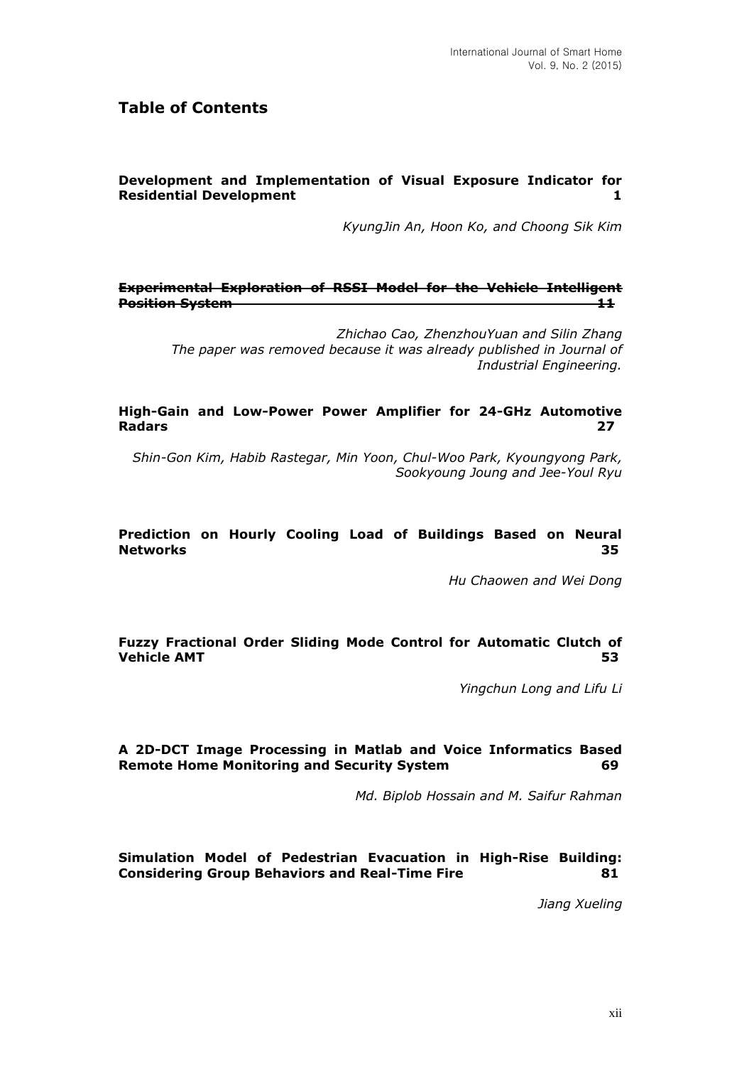## Table of Contents

**Development and Implementation of Visual Exposure Indicator for Residential Development** **1**

*KyungJin An, Hoon Ko, and Choong Sik Kim*

~~**Experimental Exploration of RSSI Model for the Vehicle Intelligent Position System** **11**~~

*Zhichao Cao, ZhenzhouYuan and Silin Zhang*
*The paper was removed because it was already published in Journal of Industrial Engineering.*

**High-Gain and Low-Power Power Amplifier for 24-GHz Automotive Radars** **27**

*Shin-Gon Kim, Habib Rastegar, Min Yoon, Chul-Woo Park, Kyoungyong Park, Sookyoung Joung and Jee-Youl Ryu*

**Prediction on Hourly Cooling Load of Buildings Based on Neural Networks** **35**

*Hu Chaowen and Wei Dong*

**Fuzzy Fractional Order Sliding Mode Control for Automatic Clutch of Vehicle AMT** **53**

*Yingchun Long and Lifu Li*

**A 2D-DCT Image Processing in Matlab and Voice Informatics Based Remote Home Monitoring and Security System** **69**

*Md. Biplob Hossain and M. Saifur Rahman*

**Simulation Model of Pedestrian Evacuation in High-Rise Building: Considering Group Behaviors and Real-Time Fire** **81**

*Jiang Xueling*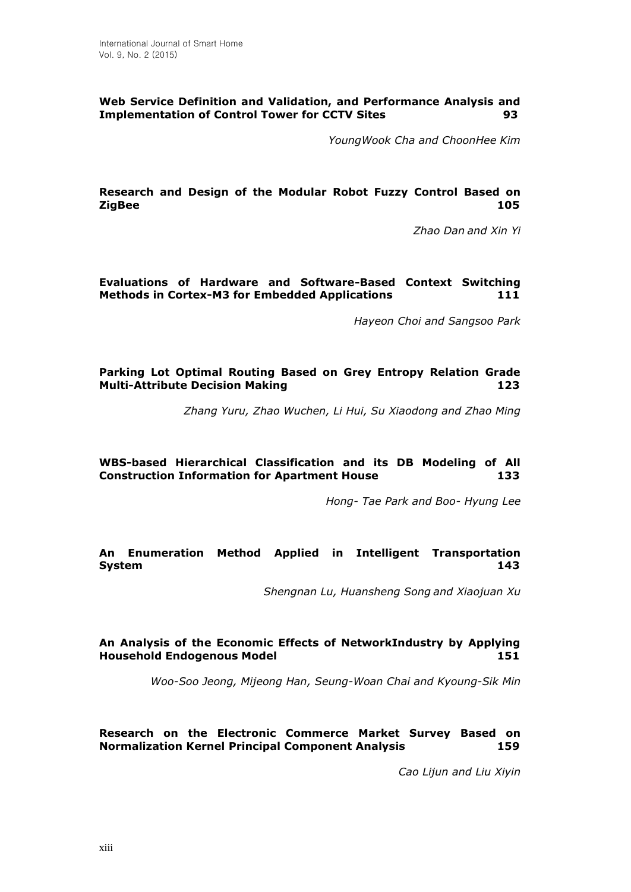**Web Service Definition and Validation, and Performance Analysis and Implementation of Control Tower for CCTV Sites** **93**

*YoungWook Cha and ChoonHee Kim*

**Research and Design of the Modular Robot Fuzzy Control Based on ZigBee** **105**

*Zhao Dan and Xin Yi*

**Evaluations of Hardware and Software-Based Context Switching Methods in Cortex-M3 for Embedded Applications** **111**

*Hayeon Choi and Sangsoo Park*

**Parking Lot Optimal Routing Based on Grey Entropy Relation Grade Multi-Attribute Decision Making** **123**

*Zhang Yuru, Zhao Wuchen, Li Hui, Su Xiaodong and Zhao Ming*

**WBS-based Hierarchical Classification and its DB Modeling of All Construction Information for Apartment House** **133**

*Hong- Tae Park and Boo- Hyung Lee*

**An Enumeration Method Applied in Intelligent Transportation System** **143**

*Shengnan Lu, Huansheng Song and Xiaojuan Xu*

**An Analysis of the Economic Effects of NetworkIndustry by Applying Household Endogenous Model** **151**

*Woo-Soo Jeong, Mijeong Han, Seung-Woan Chai and Kyoung-Sik Min*

**Research on the Electronic Commerce Market Survey Based on Normalization Kernel Principal Component Analysis** **159**

*Cao Lijun and Liu Xiyin*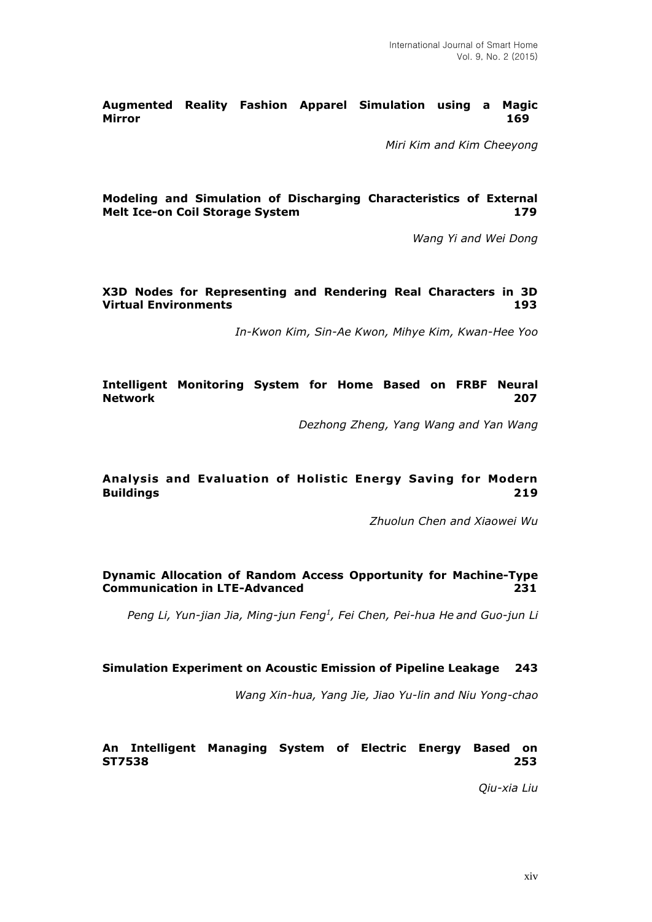**Augmented Reality Fashion Apparel Simulation using a Magic Mirror** **169**

*Miri Kim and Kim Cheeyong*

**Modeling and Simulation of Discharging Characteristics of External Melt Ice-on Coil Storage System** **179**

*Wang Yi and Wei Dong*

**X3D Nodes for Representing and Rendering Real Characters in 3D Virtual Environments** **193**

*In-Kwon Kim, Sin-Ae Kwon, Mihye Kim, Kwan-Hee Yoo*

**Intelligent Monitoring System for Home Based on FRBF Neural Network** **207**

*Dezhong Zheng, Yang Wang and Yan Wang*

**Analysis and Evaluation of Holistic Energy Saving for Modern Buildings** **219**

*Zhuolun Chen and Xiaowei Wu*

**Dynamic Allocation of Random Access Opportunity for Machine-Type Communication in LTE-Advanced** **231**

*Peng Li, Yun-jian Jia, Ming-jun Feng[1], Fei Chen, Pei-hua He and Guo-jun Li*

**Simulation Experiment on Acoustic Emission of Pipeline Leakage** **243**

*Wang Xin-hua, Yang Jie, Jiao Yu-lin and Niu Yong-chao*

**An Intelligent Managing System of Electric Energy Based on ST7538** **253**

*Qiu-xia Liu*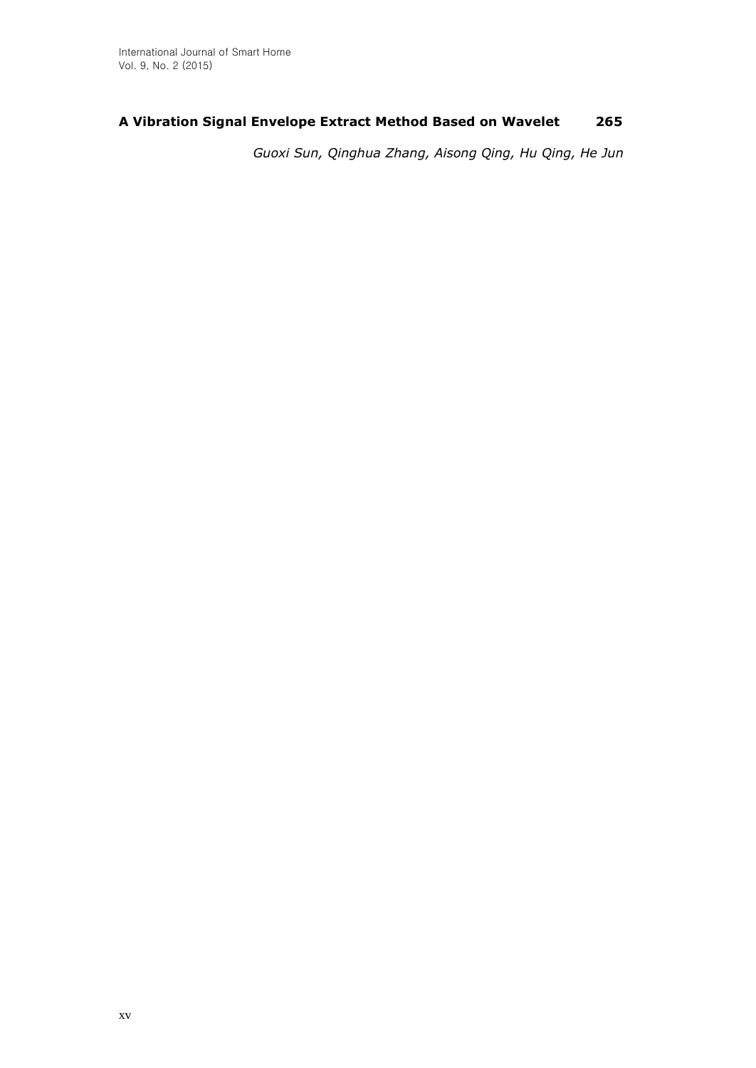**A Vibration Signal Envelope Extract Method Based on Wavelet 265**

*Guoxi Sun, Qinghua Zhang, Aisong Qing, Hu Qing, He Jun*